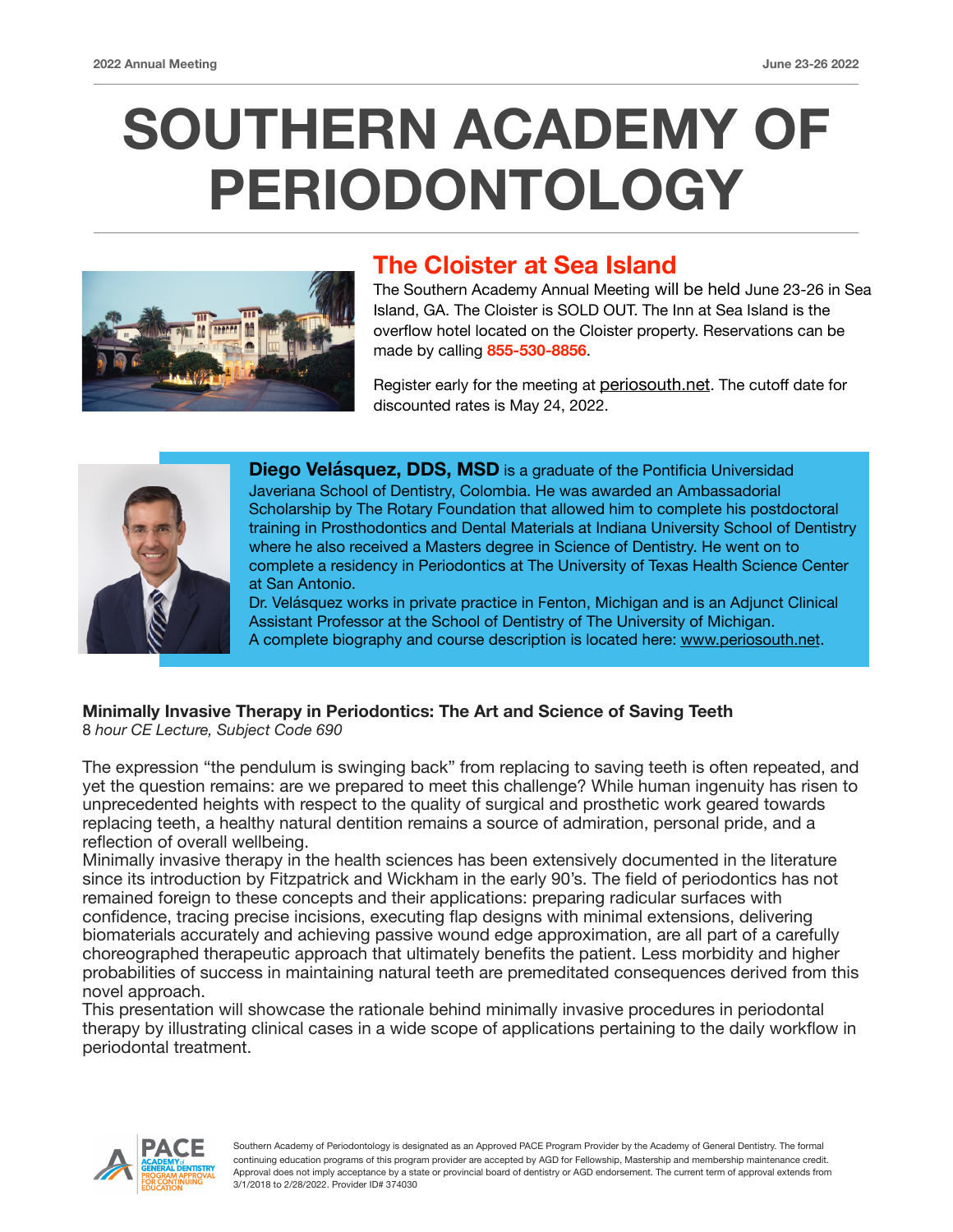# SOUTHERN ACADEMY OF PERIODONTOLOGY

## The Cloister at Sea Island

The Southern Academy Annual Meeting will be held June 23-26 in Sea Island, GA. The Cloister is SOLD OUT. The Inn at Sea Island is the overflow hotel located on the Cloister property. Reservations can be made by calling **855-530-8856**.

Register early for the meeting at periosouth.net. The cutoff date for discounted rates is May 24, 2022.

**Diego Velásquez, DDS, MSD** is a graduate of the Pontificia Universidad Javeriana School of Dentistry, Colombia. He was awarded an Ambassadorial Scholarship by The Rotary Foundation that allowed him to complete his postdoctoral training in Prosthodontics and Dental Materials at Indiana University School of Dentistry where he also received a Masters degree in Science of Dentistry. He went on to complete a residency in Periodontics at The University of Texas Health Science Center at San Antonio.

Dr. Velásquez works in private practice in Fenton, Michigan and is an Adjunct Clinical Assistant Professor at the School of Dentistry of The University of Michigan.

A complete biography and course description is located here: www.periosouth.net.

**Minimally Invasive Therapy in Periodontics: The Art and Science of Saving Teeth**
8 *hour CE Lecture, Subject Code 690*

The expression "the pendulum is swinging back" from replacing to saving teeth is often repeated, and yet the question remains: are we prepared to meet this challenge? While human ingenuity has risen to unprecedented heights with respect to the quality of surgical and prosthetic work geared towards replacing teeth, a healthy natural dentition remains a source of admiration, personal pride, and a reflection of overall wellbeing.

Minimally invasive therapy in the health sciences has been extensively documented in the literature since its introduction by Fitzpatrick and Wickham in the early 90's. The field of periodontics has not remained foreign to these concepts and their applications: preparing radicular surfaces with confidence, tracing precise incisions, executing flap designs with minimal extensions, delivering biomaterials accurately and achieving passive wound edge approximation, are all part of a carefully choreographed therapeutic approach that ultimately benefits the patient. Less morbidity and higher probabilities of success in maintaining natural teeth are premeditated consequences derived from this novel approach.

This presentation will showcase the rationale behind minimally invasive procedures in periodontal therapy by illustrating clinical cases in a wide scope of applications pertaining to the daily workflow in periodontal treatment.

Southern Academy of Periodontology is designated as an Approved PACE Program Provider by the Academy of General Dentistry. The formal continuing education programs of this program provider are accepted by AGD for Fellowship, Mastership and membership maintenance credit. Approval does not imply acceptance by a state or provincial board of dentistry or AGD endorsement. The current term of approval extends from 3/1/2018 to 2/28/2022. Provider ID# 374030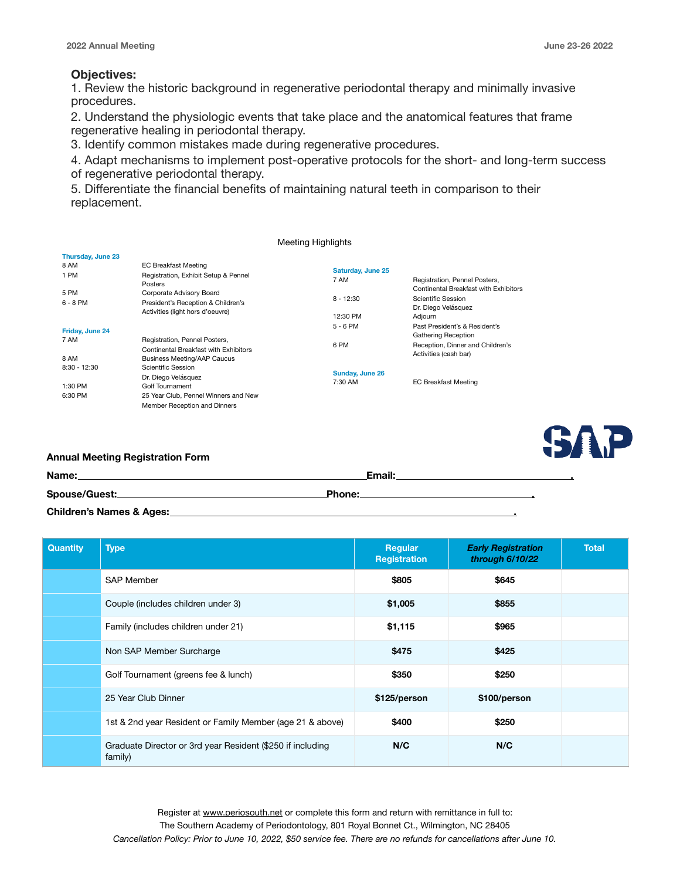**Objectives:**

1. Review the historic background in regenerative periodontal therapy and minimally invasive procedures.
2. Understand the physiologic events that take place and the anatomical features that frame regenerative healing in periodontal therapy.
3. Identify common mistakes made during regenerative procedures.
4. Adapt mechanisms to implement post-operative protocols for the short- and long-term success of regenerative periodontal therapy.
5. Differentiate the financial benefits of maintaining natural teeth in comparison to their replacement.

Meeting Highlights

**Thursday, June 23**

| | |
|---|---|
| 8 AM | EC Breakfast Meeting |
| 1 PM | Registration, Exhibit Setup & Pennel Posters |
| 5 PM | Corporate Advisory Board |
| 6 - 8 PM | President's Reception & Children's Activities (light hors d'oeuvre) |

**Friday, June 24**

| | |
|---|---|
| 7 AM | Registration, Pennel Posters, Continental Breakfast with Exhibitors |
| 8 AM | Business Meeting/AAP Caucus |
| 8:30 - 12:30 | Scientific Session Dr. Diego Velásquez |
| 1:30 PM | Golf Tournament |
| 6:30 PM | 25 Year Club, Pennel Winners and New Member Reception and Dinners |

**Saturday, June 25**

| | |
|---|---|
| 7 AM | Registration, Pennel Posters, Continental Breakfast with Exhibitors |
| 8 - 12:30 | Scientific Session Dr. Diego Velásquez |
| 12:30 PM | Adjourn |
| 5 - 6 PM | Past President's & Resident's Gathering Reception |
| 6 PM | Reception, Dinner and Children's Activities (cash bar) |

**Sunday, June 26**

| | |
|---|---|
| 7:30 AM | EC Breakfast Meeting |

SAP

**Annual Meeting Registration Form**

**Name:**\_\_\_\_\_\_\_\_\_\_\_\_\_\_\_\_\_\_\_\_ **Email:**\_\_\_\_\_\_\_\_\_\_\_\_\_\_\_\_\_\_\_\_.

**Spouse/Guest:**\_\_\_\_\_\_\_\_\_\_\_\_\_\_\_\_\_\_\_\_ **Phone:**\_\_\_\_\_\_\_\_\_\_\_\_\_\_\_\_\_\_\_\_.

**Children's Names & Ages:**\_\_\_\_\_\_\_\_\_\_\_\_\_\_\_\_\_\_\_\_.

| Quantity | Type | Regular Registration | *Early Registration through 6/10/22* | Total |
|---|---|---|---|---|
| | SAP Member | **$805** | **$645** | |
| | Couple (includes children under 3) | **$1,005** | **$855** | |
| | Family (includes children under 21) | **$1,115** | **$965** | |
| | Non SAP Member Surcharge | **$475** | **$425** | |
| | Golf Tournament (greens fee & lunch) | **$350** | **$250** | |
| | 25 Year Club Dinner | **$125/person** | **$100/person** | |
| | 1st & 2nd year Resident or Family Member (age 21 & above) | **$400** | **$250** | |
| | Graduate Director or 3rd year Resident ($250 if including family) | **N/C** | **N/C** | |

Register at www.periosouth.net or complete this form and return with remittance in full to:
The Southern Academy of Periodontology, 801 Royal Bonnet Ct., Wilmington, NC 28405
*Cancellation Policy: Prior to June 10, 2022, $50 service fee. There are no refunds for cancellations after June 10.*